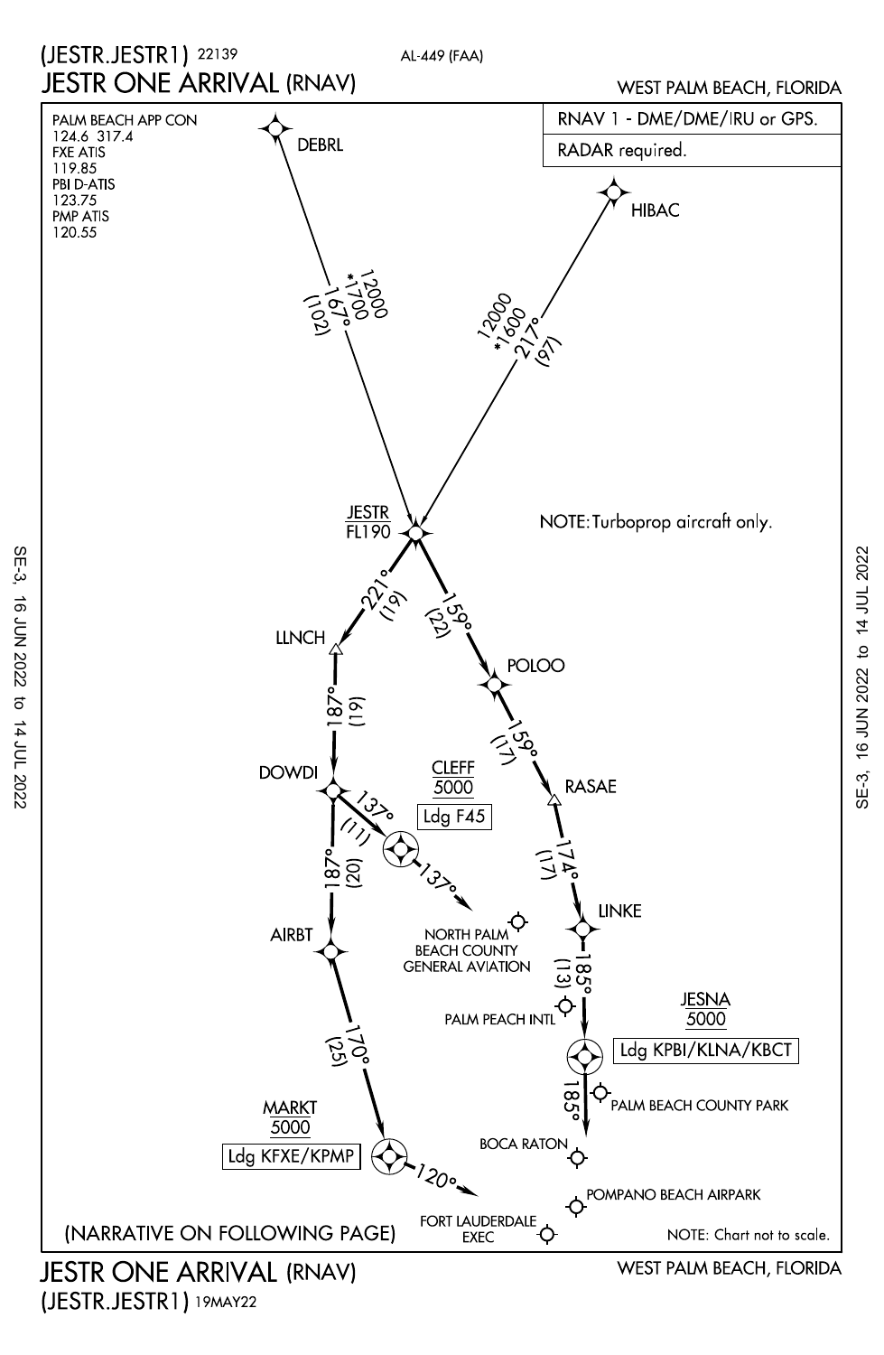# (JESTR.JESTR1) 22139

AL-449 (FAA)

# JESTR ONE ARRIVAL (RNAV)

WEST PALM BEACH, FLORIDA

PALM BEACH APP CON
124.6 317.4
FXE ATIS
119.85
PBI D-ATIS
123.75
PMP ATIS
120.55

RNAV 1 - DME/DME/IRU or GPS.

RADAR required.

DEBRL

12000
*1700
167°
(102)

HIBAC

12000
*1600
217°
(97)

JESTR
FL190

NOTE: Turboprop aircraft only.

221°
(19)

159°
(22)

LLNCH

POLOO

187°
(19)

159°
(17)

DOWDI

CLEFF
5000
Ldg F45

137°
(11)

137°

RASAE

187°
(20)

174°
(17)

AIRBT

NORTH PALM BEACH COUNTY GENERAL AVIATION

LINKE

185°
(13)

PALM PEACH INTL

JESNA
5000
Ldg KPBI/KLNA/KBCT

170°
(25)

185°

PALM BEACH COUNTY PARK

MARKT
5000
Ldg KFXE/KPMP

BOCA RATON

120°

POMPANO BEACH AIRPARK

FORT LAUDERDALE EXEC

(NARRATIVE ON FOLLOWING PAGE)

NOTE: Chart not to scale.

SE-3, 16 JUN 2022 to 14 JUL 2022

# JESTR ONE ARRIVAL (RNAV)

WEST PALM BEACH, FLORIDA

(JESTR.JESTR1) 19MAY22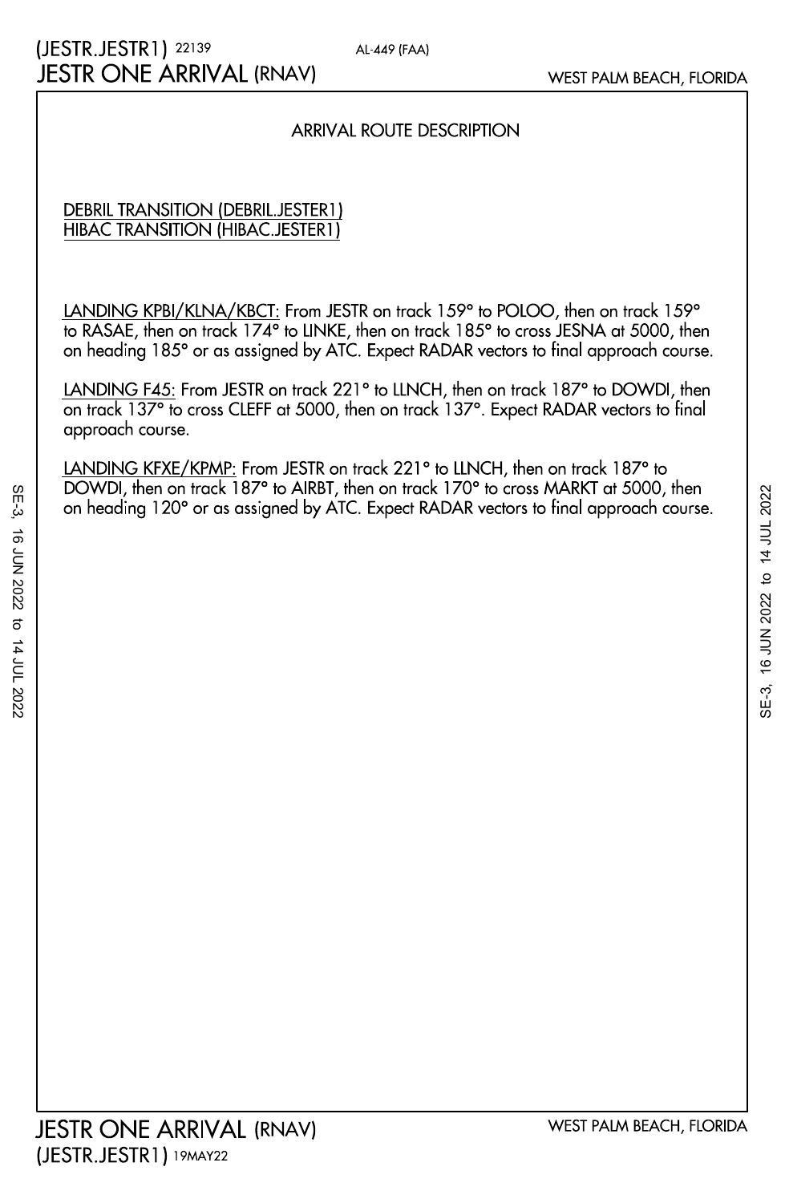# (JESTR.JESTR1) 22139

AL-449 (FAA)

# JESTR ONE ARRIVAL (RNAV)

WEST PALM BEACH, FLORIDA

## ARRIVAL ROUTE DESCRIPTION

DEBRIL TRANSITION (DEBRIL.JESTER1)
HIBAC TRANSITION (HIBAC.JESTER1)

LANDING KPBI/KLNA/KBCT: From JESTR on track 159° to POLOO, then on track 159° to RASAE, then on track 174° to LINKE, then on track 185° to cross JESNA at 5000, then on heading 185° or as assigned by ATC. Expect RADAR vectors to final approach course.

LANDING F45: From JESTR on track 221° to LLNCH, then on track 187° to DOWDI, then on track 137° to cross CLEFF at 5000, then on track 137°. Expect RADAR vectors to final approach course.

LANDING KFXE/KPMP: From JESTR on track 221° to LLNCH, then on track 187° to DOWDI, then on track 187° to AIRBT, then on track 170° to cross MARKT at 5000, then on heading 120° or as assigned by ATC. Expect RADAR vectors to final approach course.

JESTR ONE ARRIVAL (RNAV)
(JESTR.JESTR1) 19MAY22

WEST PALM BEACH, FLORIDA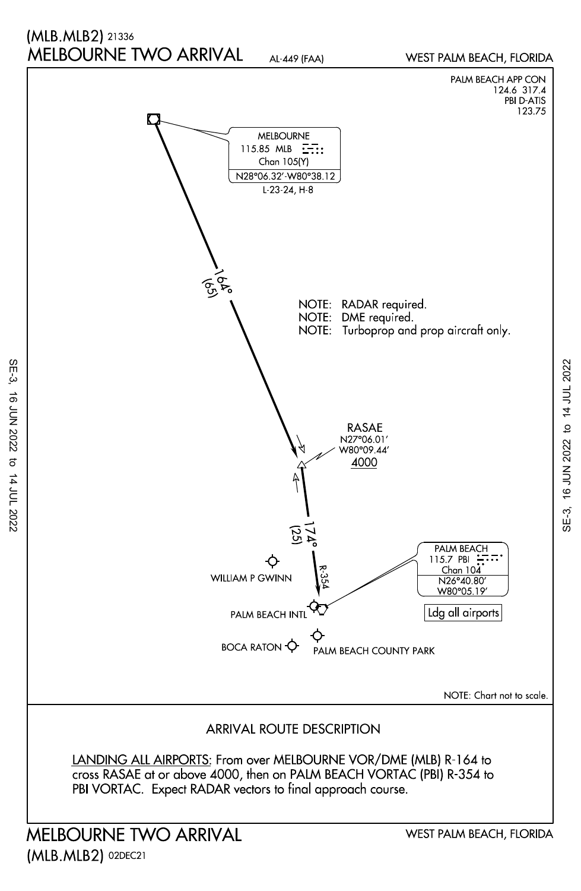# (MLB.MLB2) 21336
# MELBOURNE TWO ARRIVAL

AL-449 (FAA)

WEST PALM BEACH, FLORIDA

PALM BEACH APP CON
124.6 317.4
PBI D-ATIS
123.75

MELBOURNE
115.85 MLB
Chan 105(Y)
N28°06.32'-W80°38.12
L-23-24, H-8

164°
(65)

NOTE: RADAR required.
NOTE: DME required.
NOTE: Turboprop and prop aircraft only.

RASAE
N27°06.01'
W80°09.44'
4000

174°
(25)

R-354

WILLIAM P GWINN

PALM BEACH
115.7 PBI
Chan 104
N26°40.80'
W80°05.19'

Ldg all airports

PALM BEACH INTL

BOCA RATON

PALM BEACH COUNTY PARK

NOTE: Chart not to scale.

## ARRIVAL ROUTE DESCRIPTION

LANDING ALL AIRPORTS: From over MELBOURNE VOR/DME (MLB) R-164 to cross RASAE at or above 4000, then on PALM BEACH VORTAC (PBI) R-354 to PBI VORTAC. Expect RADAR vectors to final approach course.

MELBOURNE TWO ARRIVAL

WEST PALM BEACH, FLORIDA

(MLB.MLB2) 02DEC21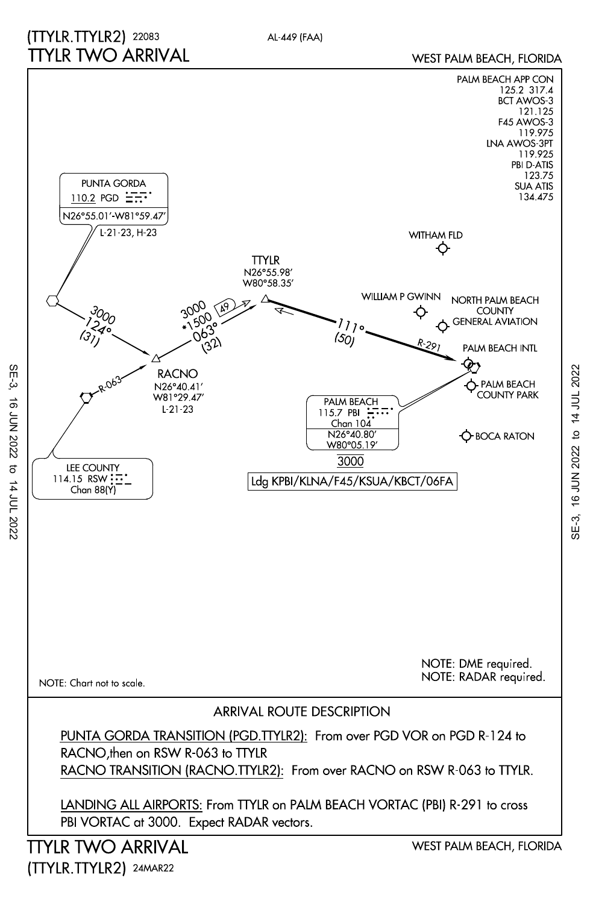(TTYLR.TTYLR2) 22083

AL-449 (FAA)

# TTYLR TWO ARRIVAL

WEST PALM BEACH, FLORIDA

PALM BEACH APP CON
125.2 317.4
BCT AWOS-3
121.125
F45 AWOS-3
119.975
LNA AWOS-3PT
119.925
PBI D-ATIS
123.75
SUA ATIS
134.475

PUNTA GORDA
110.2 PGD
N26°55.01'-W81°59.47'
L-21-23, H-23

3000
124°
(31)

RACNO
N26°40.41'
W81°29.47'
L-21-23

R-063

LEE COUNTY
114.15 RSW
Chan 88(Y)

3000
*1500
063°
(32)
49

TTYLR
N26°55.98'
W80°58.35'

111°
(50)

R-291

WITHAM FLD

WILLIAM P GWINN

NORTH PALM BEACH COUNTY GENERAL AVIATION

PALM BEACH INTL

PALM BEACH COUNTY PARK

BOCA RATON

PALM BEACH
115.7 PBI
Chan 104
N26°40.80'
W80°05.19'

3000

Ldg KPBI/KLNA/F45/KSUA/KBCT/06FA

NOTE: DME required.
NOTE: RADAR required.

NOTE: Chart not to scale.

## ARRIVAL ROUTE DESCRIPTION

PUNTA GORDA TRANSITION (PGD.TTYLR2): From over PGD VOR on PGD R-124 to RACNO,then on RSW R-063 to TTYLR

RACNO TRANSITION (RACNO.TTYLR2): From over RACNO on RSW R-063 to TTYLR.

LANDING ALL AIRPORTS: From TTYLR on PALM BEACH VORTAC (PBI) R-291 to cross PBI VORTAC at 3000. Expect RADAR vectors.

TTYLR TWO ARRIVAL

WEST PALM BEACH, FLORIDA

(TTYLR.TTYLR2) 24MAR22